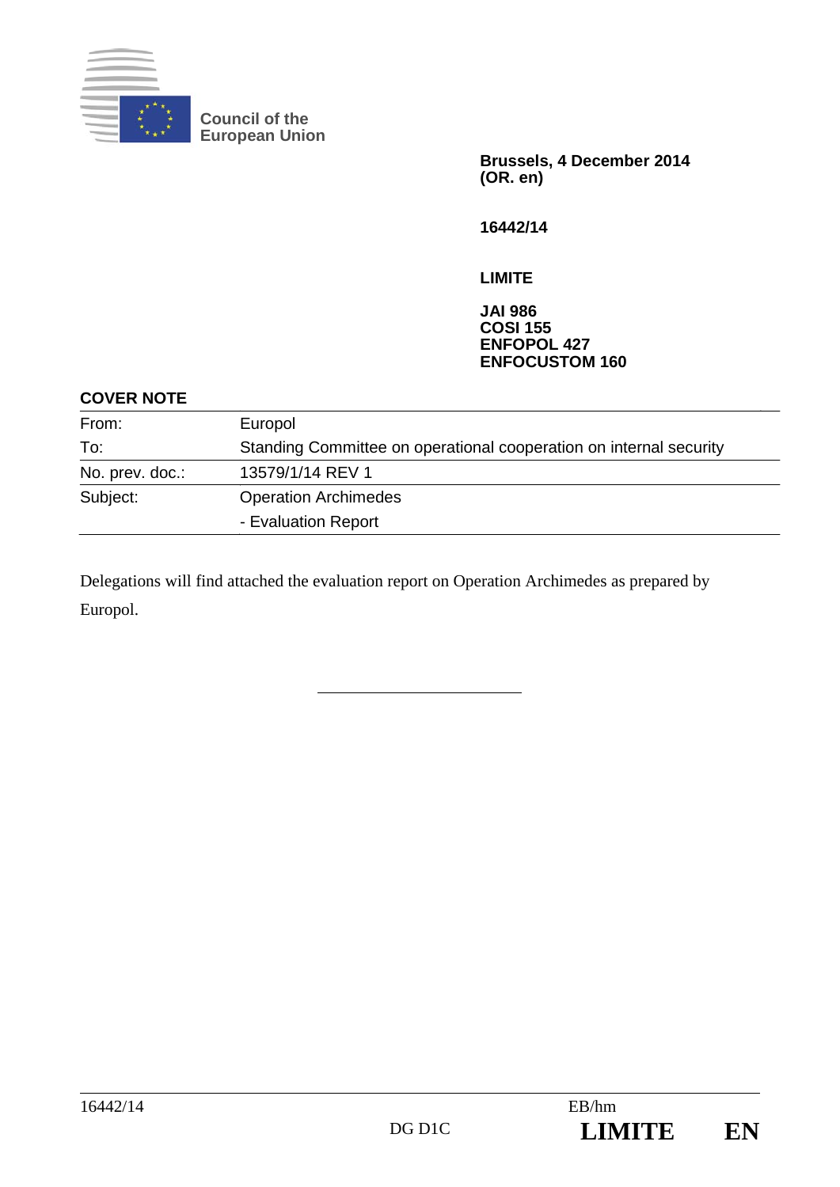Council of the
European Union

**Brussels, 4 December 2014**
**(OR. en)**

**16442/14**

**LIMITE**

**JAI 986**
**COSI 155**
**ENFOPOL 427**
**ENFOCUSTOM 160**

**COVER NOTE**

| | |
|---|---|
| From: | Europol |
| To: | Standing Committee on operational cooperation on internal security |
| No. prev. doc.: | 13579/1/14 REV 1 |
| Subject: | Operation Archimedes<br>- Evaluation Report |

Delegations will find attached the evaluation report on Operation Archimedes as prepared by Europol.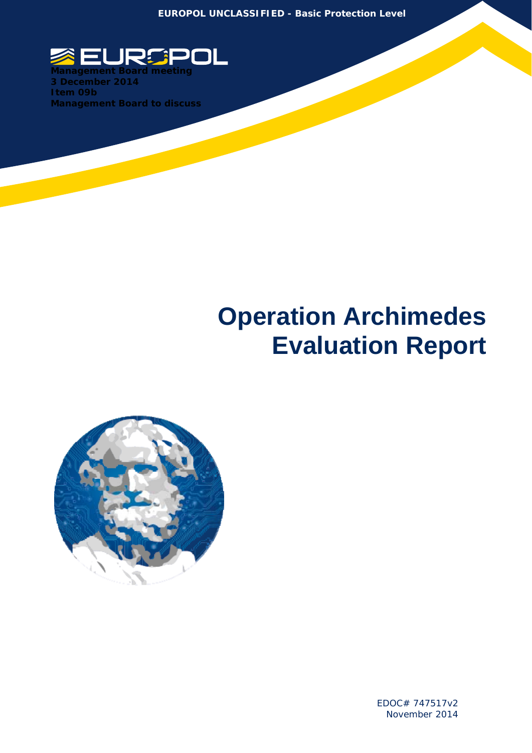EUROPOL UNCLASSIFIED - Basic Protection Level

**Management Board meeting**
**3 December 2014**
**Item 09b**
**Management Board to discuss**

# Operation Archimedes Evaluation Report

EDOC# 747517v2
November 2014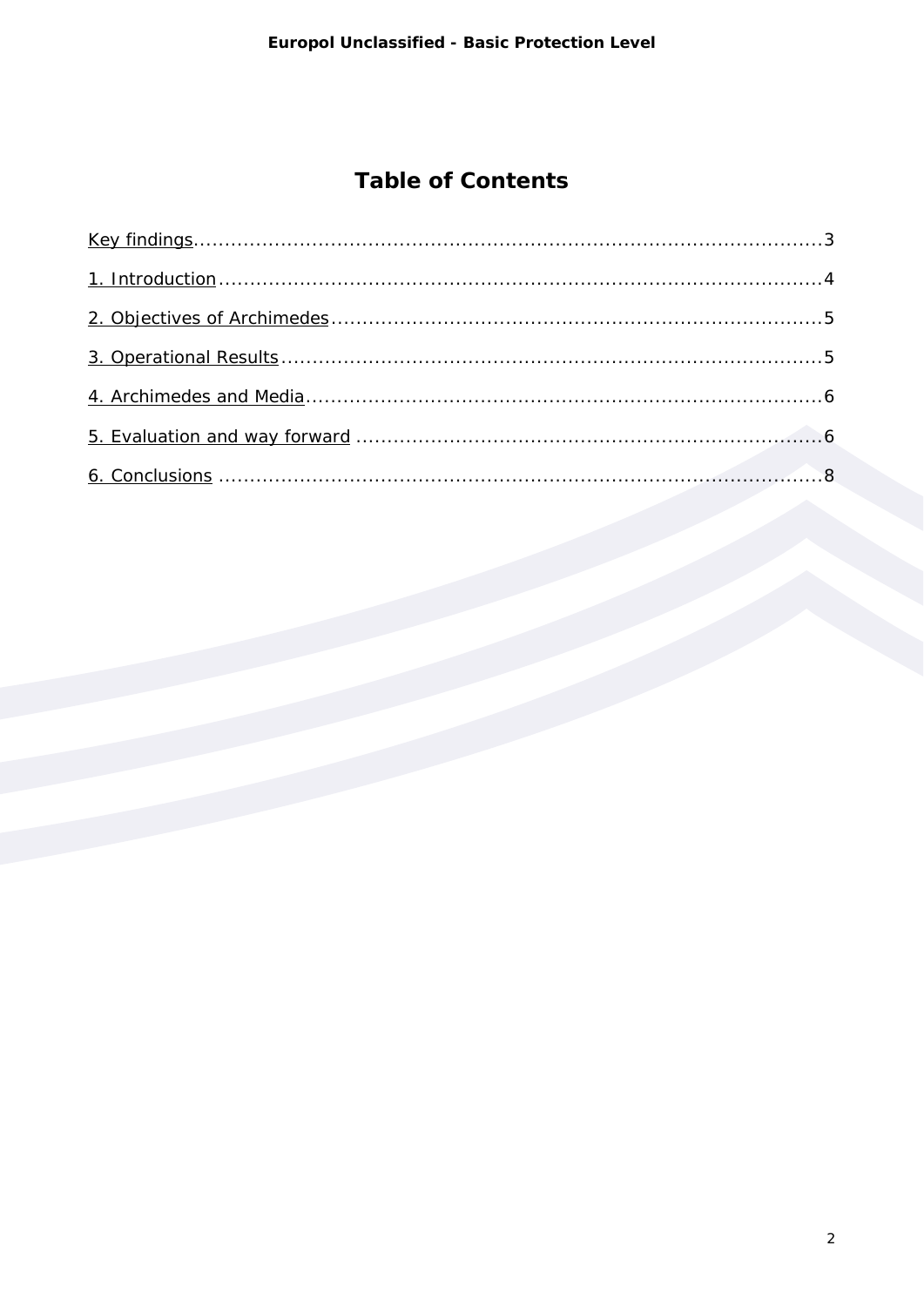# Table of Contents

Key findings.......................................................................................................3

1. Introduction.....................................................................................................4

2. Objectives of Archimedes...............................................................................5

3. Operational Results........................................................................................5

4. Archimedes and Media...................................................................................6

5. Evaluation and way forward ..........................................................................6

6. Conclusions ...................................................................................................8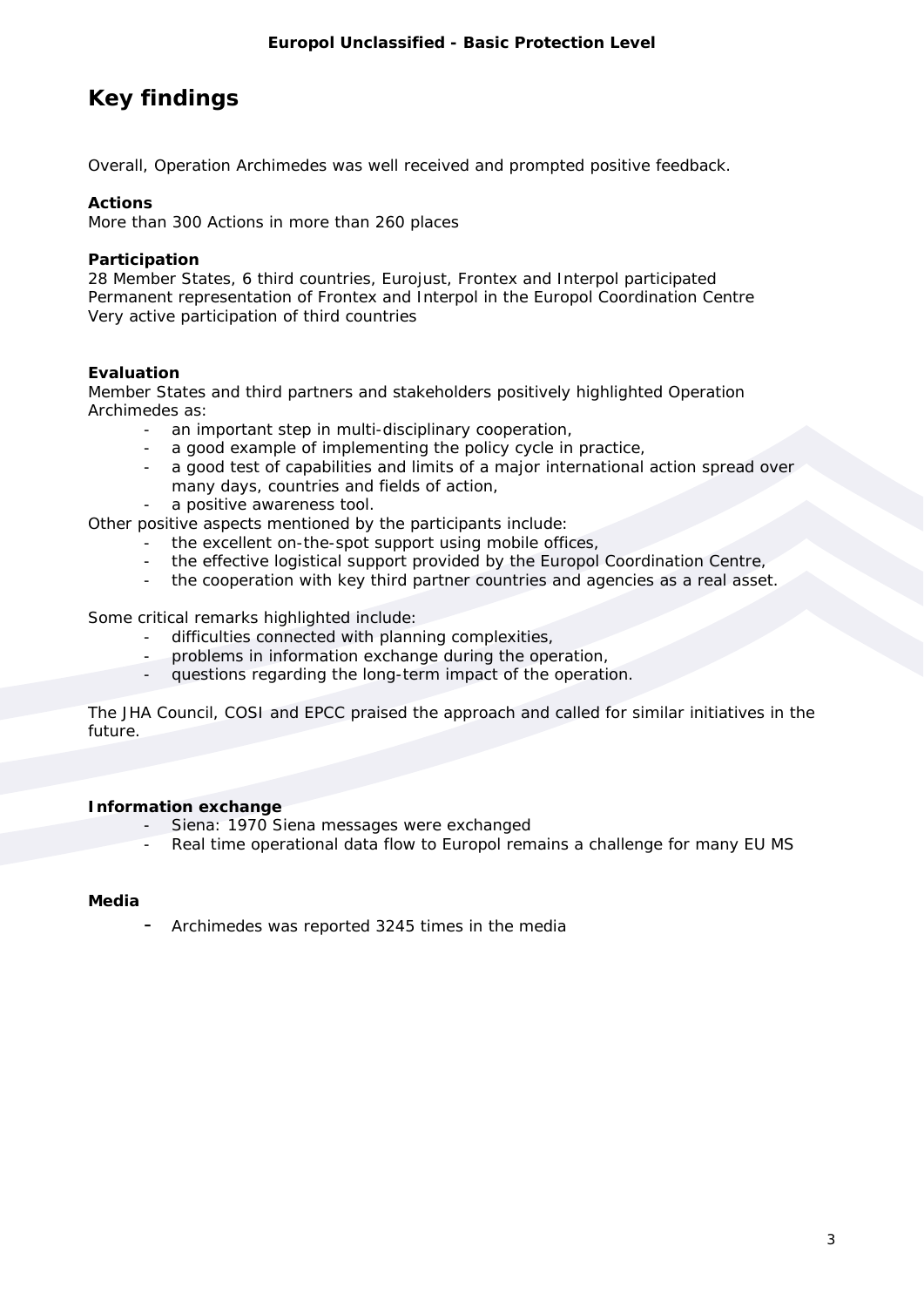# Key findings

Overall, Operation Archimedes was well received and prompted positive feedback.

**Actions**
More than 300 Actions in more than 260 places

**Participation**
28 Member States, 6 third countries, Eurojust, Frontex and Interpol participated
Permanent representation of Frontex and Interpol in the Europol Coordination Centre
Very active participation of third countries

**Evaluation**
Member States and third partners and stakeholders positively highlighted Operation Archimedes as:

- an important step in multi-disciplinary cooperation,
- a good example of implementing the policy cycle in practice,
- a good test of capabilities and limits of a major international action spread over many days, countries and fields of action,
- a positive awareness tool.

Other positive aspects mentioned by the participants include:

- the excellent on-the-spot support using mobile offices,
- the effective logistical support provided by the Europol Coordination Centre,
- the cooperation with key third partner countries and agencies as a real asset.

Some critical remarks highlighted include:

- difficulties connected with planning complexities,
- problems in information exchange during the operation,
- questions regarding the long-term impact of the operation.

The JHA Council, COSI and EPCC praised the approach and called for similar initiatives in the future.

**Information exchange**

- Siena: 1970 Siena messages were exchanged
- Real time operational data flow to Europol remains a challenge for many EU MS

**Media**

- Archimedes was reported 3245 times in the media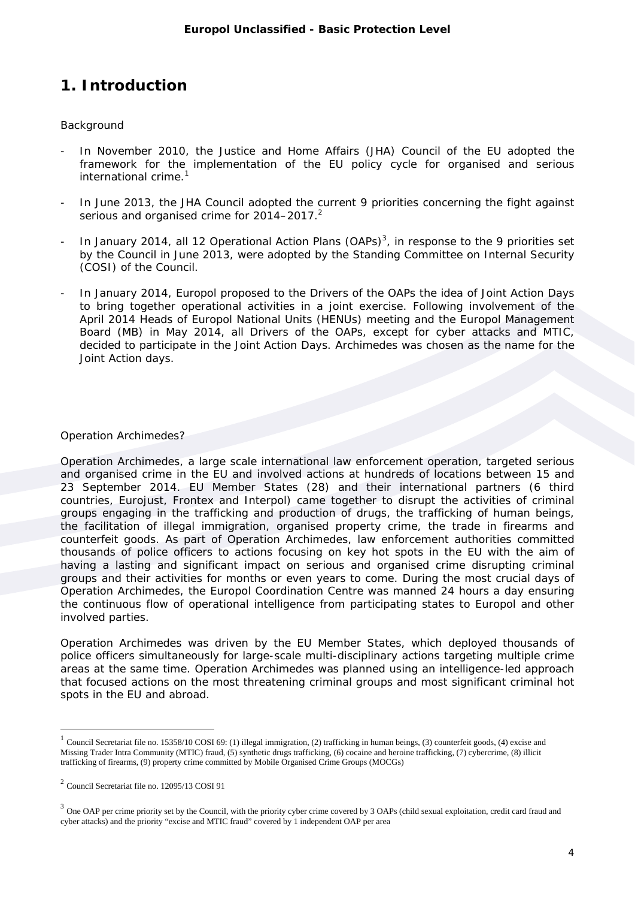# 1. Introduction

Background

- In November 2010, the Justice and Home Affairs (JHA) Council of the EU adopted the framework for the implementation of the EU policy cycle for organised and serious international crime.[1]

- In June 2013, the JHA Council adopted the current 9 priorities concerning the fight against serious and organised crime for 2014–2017.[2]

- In January 2014, all 12 Operational Action Plans (OAPs)[3], in response to the 9 priorities set by the Council in June 2013, were adopted by the Standing Committee on Internal Security (COSI) of the Council.

- In January 2014, Europol proposed to the Drivers of the OAPs the idea of Joint Action Days to bring together operational activities in a joint exercise. Following involvement of the April 2014 Heads of Europol National Units (HENUs) meeting and the Europol Management Board (MB) in May 2014, all Drivers of the OAPs, except for cyber attacks and MTIC, decided to participate in the Joint Action Days. Archimedes was chosen as the name for the Joint Action days.

Operation Archimedes?

Operation Archimedes, a large scale international law enforcement operation, targeted serious and organised crime in the EU and involved actions at hundreds of locations between 15 and 23 September 2014. EU Member States (28) and their international partners (6 third countries, Eurojust, Frontex and Interpol) came together to disrupt the activities of criminal groups engaging in the trafficking and production of drugs, the trafficking of human beings, the facilitation of illegal immigration, organised property crime, the trade in firearms and counterfeit goods. As part of Operation Archimedes, law enforcement authorities committed thousands of police officers to actions focusing on key hot spots in the EU with the aim of having a lasting and significant impact on serious and organised crime disrupting criminal groups and their activities for months or even years to come. During the most crucial days of Operation Archimedes, the Europol Coordination Centre was manned 24 hours a day ensuring the continuous flow of operational intelligence from participating states to Europol and other involved parties.

Operation Archimedes was driven by the EU Member States, which deployed thousands of police officers simultaneously for large-scale multi-disciplinary actions targeting multiple crime areas at the same time. Operation Archimedes was planned using an intelligence-led approach that focused actions on the most threatening criminal groups and most significant criminal hot spots in the EU and abroad.

---

[1] Council Secretariat file no. 15358/10 COSI 69: (1) illegal immigration, (2) trafficking in human beings, (3) counterfeit goods, (4) excise and Missing Trader Intra Community (MTIC) fraud, (5) synthetic drugs trafficking, (6) cocaine and heroine trafficking, (7) cybercrime, (8) illicit trafficking of firearms, (9) property crime committed by Mobile Organised Crime Groups (MOCGs)

[2] Council Secretariat file no. 12095/13 COSI 91

[3] One OAP per crime priority set by the Council, with the priority cyber crime covered by 3 OAPs (child sexual exploitation, credit card fraud and cyber attacks) and the priority "excise and MTIC fraud" covered by 1 independent OAP per area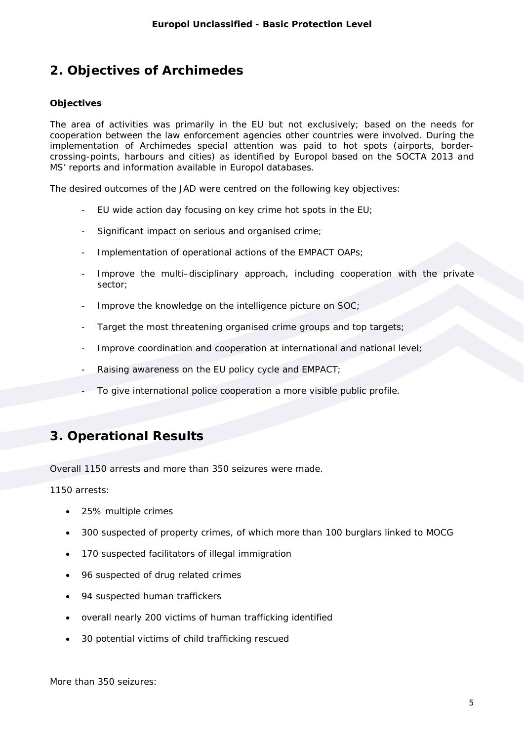## 2. Objectives of Archimedes

**Objectives**

The area of activities was primarily in the EU but not exclusively; based on the needs for cooperation between the law enforcement agencies other countries were involved. During the implementation of Archimedes special attention was paid to hot spots (airports, border-crossing-points, harbours and cities) as identified by Europol based on the SOCTA 2013 and MS' reports and information available in Europol databases.

The desired outcomes of the JAD were centred on the following key objectives:

- EU wide action day focusing on key crime hot spots in the EU;
- Significant impact on serious and organised crime;
- Implementation of operational actions of the EMPACT OAPs;
- Improve the multi–disciplinary approach, including cooperation with the private sector;
- Improve the knowledge on the intelligence picture on SOC;
- Target the most threatening organised crime groups and top targets;
- Improve coordination and cooperation at international and national level;
- Raising awareness on the EU policy cycle and EMPACT;
- To give international police cooperation a more visible public profile.

## 3. Operational Results

Overall 1150 arrests and more than 350 seizures were made.

1150 arrests:

- 25% multiple crimes
- 300 suspected of property crimes, of which more than 100 burglars linked to MOCG
- 170 suspected facilitators of illegal immigration
- 96 suspected of drug related crimes
- 94 suspected human traffickers
- overall nearly 200 victims of human trafficking identified
- 30 potential victims of child trafficking rescued

More than 350 seizures: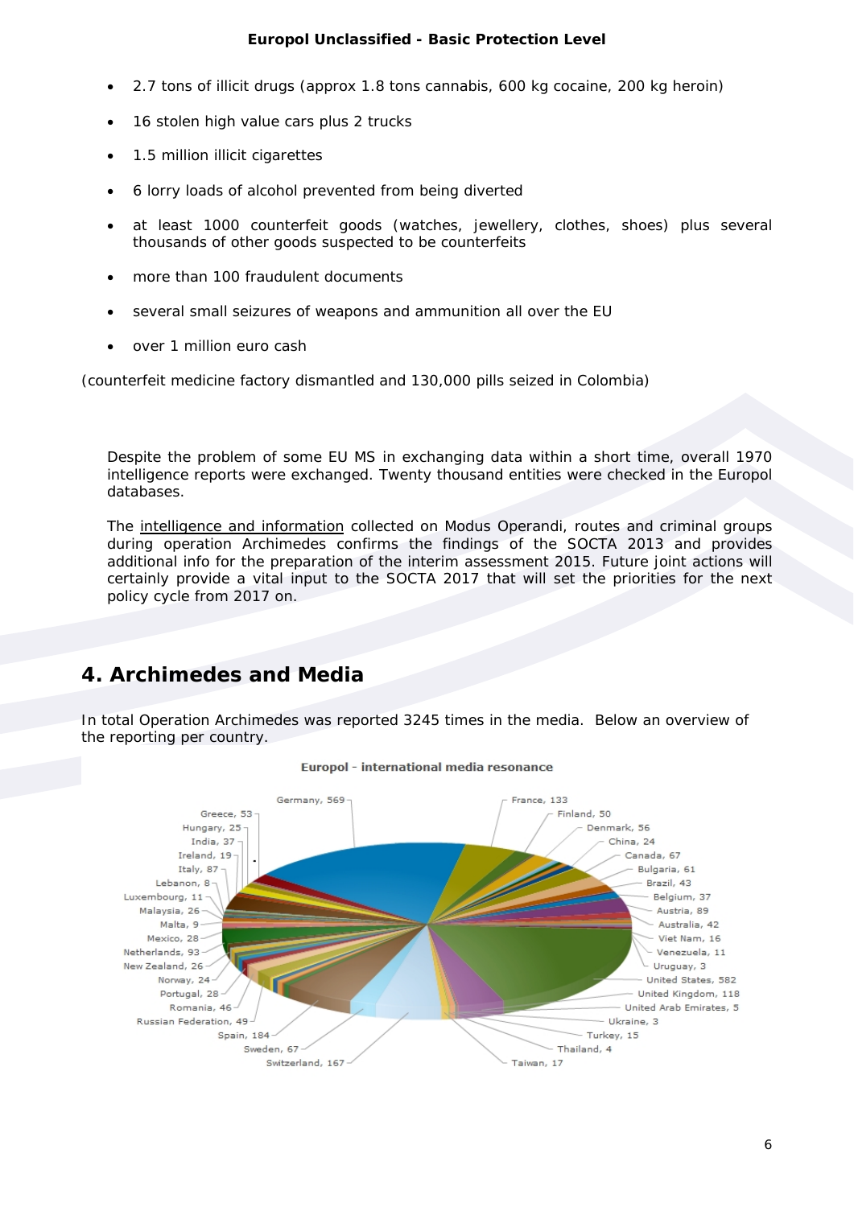- 2.7 tons of illicit drugs (approx 1.8 tons cannabis, 600 kg cocaine, 200 kg heroin)
- 16 stolen high value cars plus 2 trucks
- 1.5 million illicit cigarettes
- 6 lorry loads of alcohol prevented from being diverted
- at least 1000 counterfeit goods (watches, jewellery, clothes, shoes) plus several thousands of other goods suspected to be counterfeits
- more than 100 fraudulent documents
- several small seizures of weapons and ammunition all over the EU
- over 1 million euro cash

(counterfeit medicine factory dismantled and 130,000 pills seized in Colombia)

Despite the problem of some EU MS in exchanging data within a short time, overall 1970 intelligence reports were exchanged. Twenty thousand entities were checked in the Europol databases.

The intelligence and information collected on Modus Operandi, routes and criminal groups during operation Archimedes confirms the findings of the SOCTA 2013 and provides additional info for the preparation of the interim assessment 2015. Future joint actions will certainly provide a vital input to the SOCTA 2017 that will set the priorities for the next policy cycle from 2017 on.

## 4. Archimedes and Media

In total Operation Archimedes was reported 3245 times in the media. Below an overview of the reporting per country.

**Europol - international media resonance**

| Country | Reports |
|---|---|
| Germany | 569 |
| France | 133 |
| Finland | 50 |
| Denmark | 56 |
| China | 24 |
| Canada | 67 |
| Bulgaria | 61 |
| Brazil | 43 |
| Belgium | 37 |
| Austria | 89 |
| Australia | 42 |
| Viet Nam | 16 |
| Venezuela | 11 |
| Uruguay | 3 |
| United States | 582 |
| United Kingdom | 118 |
| United Arab Emirates | 5 |
| Ukraine | 3 |
| Turkey | 15 |
| Thailand | 4 |
| Taiwan | 17 |
| Switzerland | 167 |
| Sweden | 67 |
| Spain | 184 |
| Russian Federation | 49 |
| Romania | 46 |
| Portugal | 28 |
| Norway | 24 |
| New Zealand | 26 |
| Netherlands | 93 |
| Mexico | 28 |
| Malta | 9 |
| Malaysia | 26 |
| Luxembourg | 11 |
| Lebanon | 8 |
| Italy | 87 |
| Ireland | 19 |
| India | 37 |
| Hungary | 25 |
| Greece | 53 |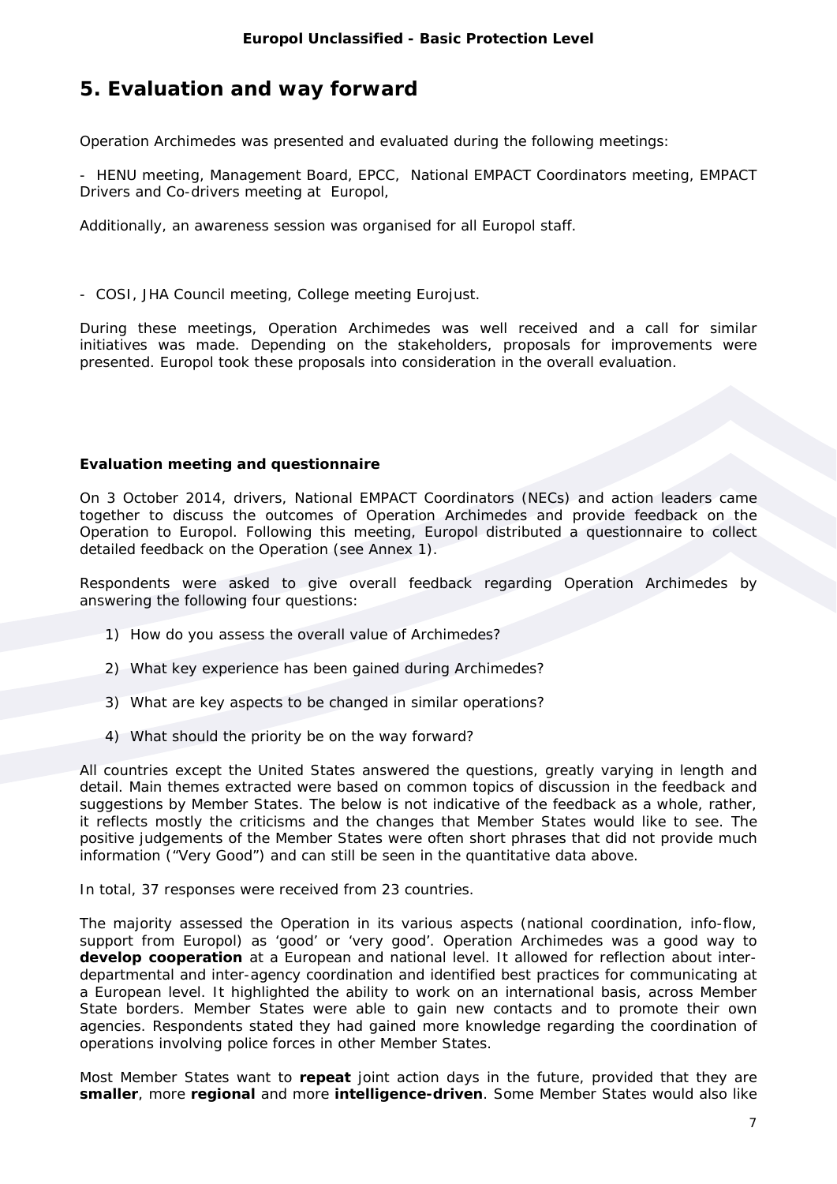# 5. Evaluation and way forward

Operation Archimedes was presented and evaluated during the following meetings:

- HENU meeting, Management Board, EPCC, National EMPACT Coordinators meeting, EMPACT Drivers and Co-drivers meeting at Europol,

Additionally, an awareness session was organised for all Europol staff.

- COSI, JHA Council meeting, College meeting Eurojust.

During these meetings, Operation Archimedes was well received and a call for similar initiatives was made. Depending on the stakeholders, proposals for improvements were presented. Europol took these proposals into consideration in the overall evaluation.

**Evaluation meeting and questionnaire**

On 3 October 2014, drivers, National EMPACT Coordinators (NECs) and action leaders came together to discuss the outcomes of Operation Archimedes and provide feedback on the Operation to Europol. Following this meeting, Europol distributed a questionnaire to collect detailed feedback on the Operation (see Annex 1).

Respondents were asked to give overall feedback regarding Operation Archimedes by answering the following four questions:

1) How do you assess the overall value of Archimedes?
2) What key experience has been gained during Archimedes?
3) What are key aspects to be changed in similar operations?
4) What should the priority be on the way forward?

All countries except the United States answered the questions, greatly varying in length and detail. Main themes extracted were based on common topics of discussion in the feedback and suggestions by Member States. The below is not indicative of the feedback as a whole, rather, it reflects mostly the criticisms and the changes that Member States would like to see. The positive judgements of the Member States were often short phrases that did not provide much information ("Very Good") and can still be seen in the quantitative data above.

In total, 37 responses were received from 23 countries.

The majority assessed the Operation in its various aspects (national coordination, info-flow, support from Europol) as 'good' or 'very good'. Operation Archimedes was a good way to **develop cooperation** at a European and national level. It allowed for reflection about inter-departmental and inter-agency coordination and identified best practices for communicating at a European level. It highlighted the ability to work on an international basis, across Member State borders. Member States were able to gain new contacts and to promote their own agencies. Respondents stated they had gained more knowledge regarding the coordination of operations involving police forces in other Member States.

Most Member States want to **repeat** joint action days in the future, provided that they are **smaller**, more **regional** and more **intelligence-driven**. Some Member States would also like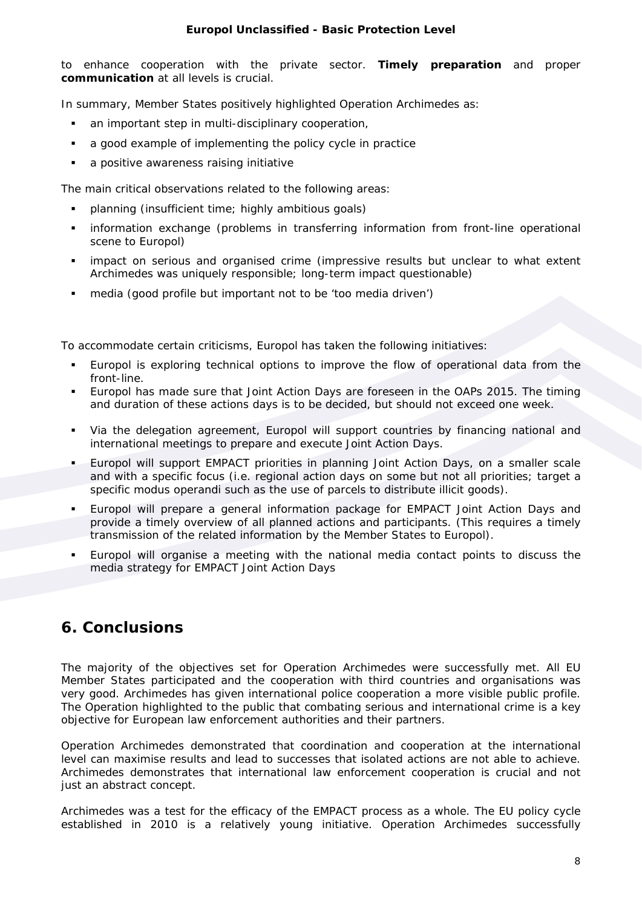to enhance cooperation with the private sector. **Timely preparation** and proper **communication** at all levels is crucial.

In summary, Member States positively highlighted Operation Archimedes as:

- an important step in multi-disciplinary cooperation,
- a good example of implementing the policy cycle in practice
- a positive awareness raising initiative

The main critical observations related to the following areas:

- planning (insufficient time; highly ambitious goals)
- information exchange (problems in transferring information from front-line operational scene to Europol)
- impact on serious and organised crime (impressive results but unclear to what extent Archimedes was uniquely responsible; long-term impact questionable)
- media (good profile but important not to be 'too media driven')

To accommodate certain criticisms, Europol has taken the following initiatives:

- Europol is exploring technical options to improve the flow of operational data from the front-line.
- Europol has made sure that Joint Action Days are foreseen in the OAPs 2015. The timing and duration of these actions days is to be decided, but should not exceed one week.
- Via the delegation agreement, Europol will support countries by financing national and international meetings to prepare and execute Joint Action Days.
- Europol will support EMPACT priorities in planning Joint Action Days, on a smaller scale and with a specific focus (i.e. regional action days on some but not all priorities; target a specific modus operandi such as the use of parcels to distribute illicit goods).
- Europol will prepare a general information package for EMPACT Joint Action Days and provide a timely overview of all planned actions and participants. (This requires a timely transmission of the related information by the Member States to Europol).
- Europol will organise a meeting with the national media contact points to discuss the media strategy for EMPACT Joint Action Days

## 6. Conclusions

The majority of the objectives set for Operation Archimedes were successfully met. All EU Member States participated and the cooperation with third countries and organisations was very good. Archimedes has given international police cooperation a more visible public profile. The Operation highlighted to the public that combating serious and international crime is a key objective for European law enforcement authorities and their partners.

Operation Archimedes demonstrated that coordination and cooperation at the international level can maximise results and lead to successes that isolated actions are not able to achieve. Archimedes demonstrates that international law enforcement cooperation is crucial and not just an abstract concept.

Archimedes was a test for the efficacy of the EMPACT process as a whole. The EU policy cycle established in 2010 is a relatively young initiative. Operation Archimedes successfully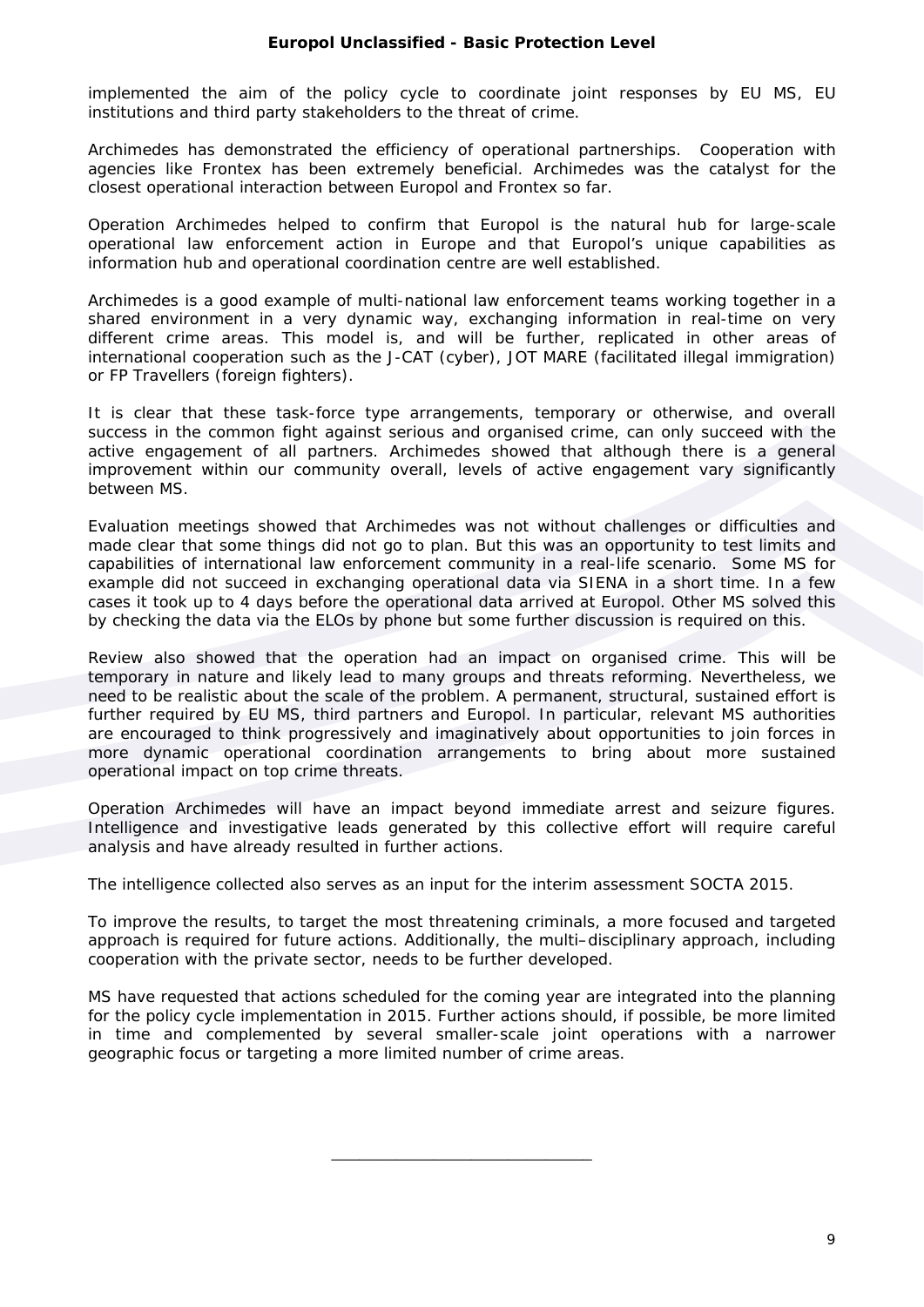implemented the aim of the policy cycle to coordinate joint responses by EU MS, EU institutions and third party stakeholders to the threat of crime.

Archimedes has demonstrated the efficiency of operational partnerships. Cooperation with agencies like Frontex has been extremely beneficial. Archimedes was the catalyst for the closest operational interaction between Europol and Frontex so far.

Operation Archimedes helped to confirm that Europol is the natural hub for large-scale operational law enforcement action in Europe and that Europol's unique capabilities as information hub and operational coordination centre are well established.

Archimedes is a good example of multi-national law enforcement teams working together in a shared environment in a very dynamic way, exchanging information in real-time on very different crime areas. This model is, and will be further, replicated in other areas of international cooperation such as the J-CAT (cyber), JOT MARE (facilitated illegal immigration) or FP Travellers (foreign fighters).

It is clear that these task-force type arrangements, temporary or otherwise, and overall success in the common fight against serious and organised crime, can only succeed with the active engagement of all partners. Archimedes showed that although there is a general improvement within our community overall, levels of active engagement vary significantly between MS.

Evaluation meetings showed that Archimedes was not without challenges or difficulties and made clear that some things did not go to plan. But this was an opportunity to test limits and capabilities of international law enforcement community in a real-life scenario. Some MS for example did not succeed in exchanging operational data via SIENA in a short time. In a few cases it took up to 4 days before the operational data arrived at Europol. Other MS solved this by checking the data via the ELOs by phone but some further discussion is required on this.

Review also showed that the operation had an impact on organised crime. This will be temporary in nature and likely lead to many groups and threats reforming. Nevertheless, we need to be realistic about the scale of the problem. A permanent, structural, sustained effort is further required by EU MS, third partners and Europol. In particular, relevant MS authorities are encouraged to think progressively and imaginatively about opportunities to join forces in more dynamic operational coordination arrangements to bring about more sustained operational impact on top crime threats.

Operation Archimedes will have an impact beyond immediate arrest and seizure figures. Intelligence and investigative leads generated by this collective effort will require careful analysis and have already resulted in further actions.

The intelligence collected also serves as an input for the interim assessment SOCTA 2015.

To improve the results, to target the most threatening criminals, a more focused and targeted approach is required for future actions. Additionally, the multi–disciplinary approach, including cooperation with the private sector, needs to be further developed.

MS have requested that actions scheduled for the coming year are integrated into the planning for the policy cycle implementation in 2015. Further actions should, if possible, be more limited in time and complemented by several smaller-scale joint operations with a narrower geographic focus or targeting a more limited number of crime areas.

---